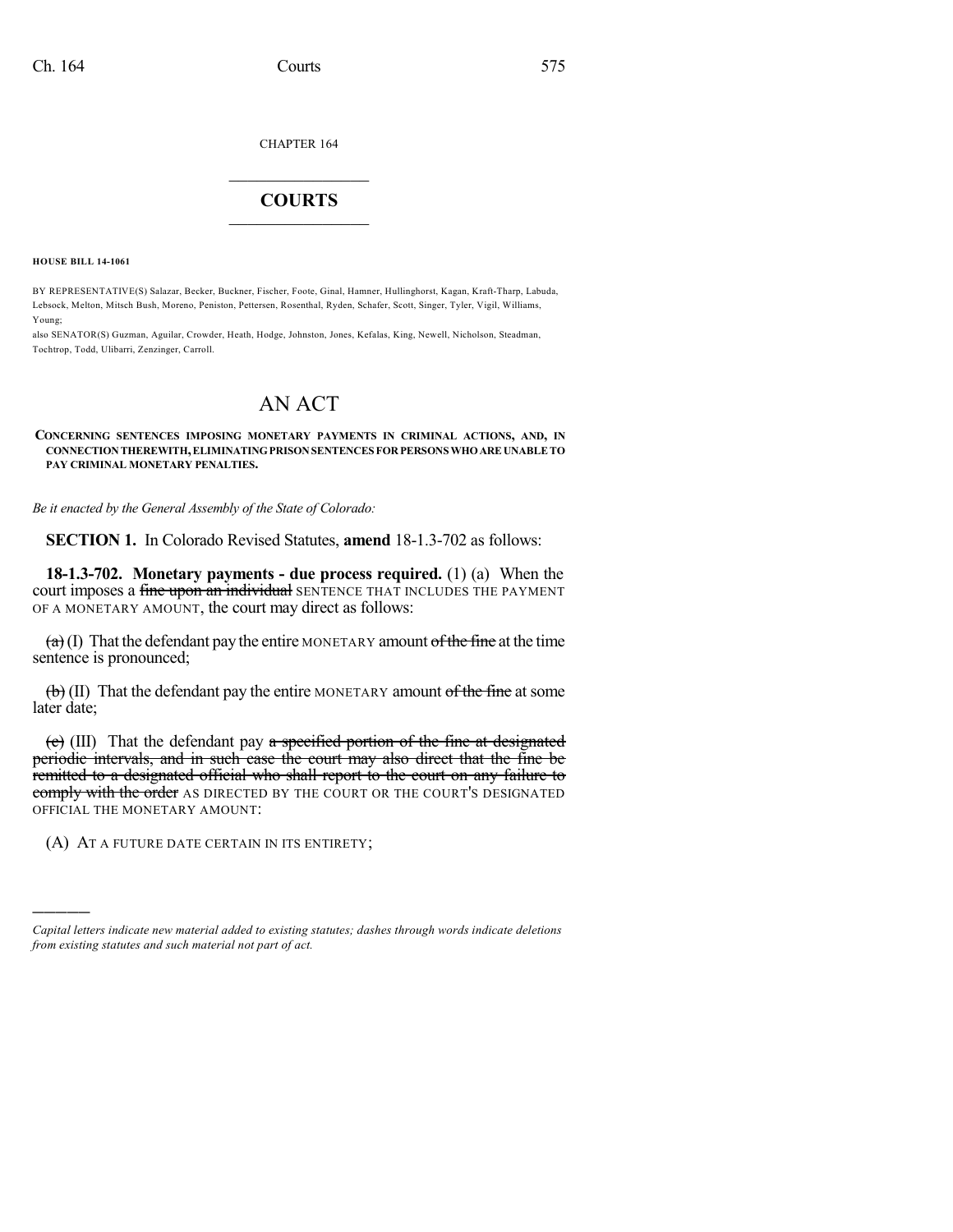CHAPTER 164

## COURTS

**HOUSE BILL 14-1061**

BY REPRESENTATIVE(S) Salazar, Becker, Buckner, Fischer, Foote, Ginal, Hamner, Hullinghorst, Kagan, Kraft-Tharp, Labuda, Lebsock, Melton, Mitsch Bush, Moreno, Peniston, Pettersen, Rosenthal, Ryden, Schafer, Scott, Singer, Tyler, Vigil, Williams, Young;
also SENATOR(S) Guzman, Aguilar, Crowder, Heath, Hodge, Johnston, Jones, Kefalas, King, Newell, Nicholson, Steadman, Tochtrop, Todd, Ulibarri, Zenzinger, Carroll.

# AN ACT

**CONCERNING SENTENCES IMPOSING MONETARY PAYMENTS IN CRIMINAL ACTIONS, AND, IN CONNECTION THEREWITH, ELIMINATING PRISON SENTENCES FOR PERSONS WHO ARE UNABLE TO PAY CRIMINAL MONETARY PENALTIES.**

*Be it enacted by the General Assembly of the State of Colorado:*

**SECTION 1.** In Colorado Revised Statutes, **amend** 18-1.3-702 as follows:

**18-1.3-702. Monetary payments - due process required.** (1) (a) When the court imposes a ~~fine upon an individual~~ SENTENCE THAT INCLUDES THE PAYMENT OF A MONETARY AMOUNT, the court may direct as follows:

~~(a)~~ (I) That the defendant pay the entire MONETARY amount ~~of the fine~~ at the time sentence is pronounced;

~~(b)~~ (II) That the defendant pay the entire MONETARY amount ~~of the fine~~ at some later date;

~~(c)~~ (III) That the defendant pay ~~a specified portion of the fine at designated periodic intervals, and in such case the court may also direct that the fine be remitted to a designated official who shall report to the court on any failure to comply with the order~~ AS DIRECTED BY THE COURT OR THE COURT'S DESIGNATED OFFICIAL THE MONETARY AMOUNT:

(A) AT A FUTURE DATE CERTAIN IN ITS ENTIRETY;

*Capital letters indicate new material added to existing statutes; dashes through words indicate deletions from existing statutes and such material not part of act.*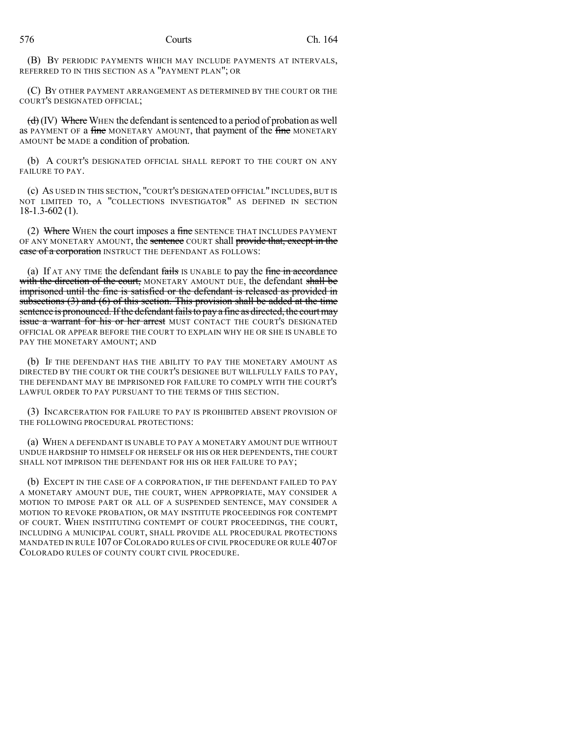(B) BY PERIODIC PAYMENTS WHICH MAY INCLUDE PAYMENTS AT INTERVALS, REFERRED TO IN THIS SECTION AS A "PAYMENT PLAN"; OR

(C) BY OTHER PAYMENT ARRANGEMENT AS DETERMINED BY THE COURT OR THE COURT'S DESIGNATED OFFICIAL;

~~(d)~~ (IV) ~~Where~~ WHEN the defendant is sentenced to a period of probation as well as PAYMENT OF a ~~fine~~ MONETARY AMOUNT, that payment of the ~~fine~~ MONETARY AMOUNT be MADE a condition of probation.

(b) A COURT'S DESIGNATED OFFICIAL SHALL REPORT TO THE COURT ON ANY FAILURE TO PAY.

(c) AS USED IN THIS SECTION, "COURT'S DESIGNATED OFFICIAL" INCLUDES, BUT IS NOT LIMITED TO, A "COLLECTIONS INVESTIGATOR" AS DEFINED IN SECTION 18-1.3-602 (1).

(2) ~~Where~~ WHEN the court imposes a ~~fine~~ SENTENCE THAT INCLUDES PAYMENT OF ANY MONETARY AMOUNT, the ~~sentence~~ COURT shall ~~provide that, except in the case of a corporation~~ INSTRUCT THE DEFENDANT AS FOLLOWS:

(a) If AT ANY TIME the defendant ~~fails~~ IS UNABLE to pay the ~~fine in accordance with the direction of the court,~~ MONETARY AMOUNT DUE, the defendant ~~shall be imprisoned until the fine is satisfied or the defendant is released as provided in subsections (3) and (6) of this section. This provision shall be added at the time sentence is pronounced. If the defendant fails to pay a fine as directed, the court may issue a warrant for his or her arrest~~ MUST CONTACT THE COURT'S DESIGNATED OFFICIAL OR APPEAR BEFORE THE COURT TO EXPLAIN WHY HE OR SHE IS UNABLE TO PAY THE MONETARY AMOUNT; AND

(b) IF THE DEFENDANT HAS THE ABILITY TO PAY THE MONETARY AMOUNT AS DIRECTED BY THE COURT OR THE COURT'S DESIGNEE BUT WILLFULLY FAILS TO PAY, THE DEFENDANT MAY BE IMPRISONED FOR FAILURE TO COMPLY WITH THE COURT'S LAWFUL ORDER TO PAY PURSUANT TO THE TERMS OF THIS SECTION.

(3) INCARCERATION FOR FAILURE TO PAY IS PROHIBITED ABSENT PROVISION OF THE FOLLOWING PROCEDURAL PROTECTIONS:

(a) WHEN A DEFENDANT IS UNABLE TO PAY A MONETARY AMOUNT DUE WITHOUT UNDUE HARDSHIP TO HIMSELF OR HERSELF OR HIS OR HER DEPENDENTS, THE COURT SHALL NOT IMPRISON THE DEFENDANT FOR HIS OR HER FAILURE TO PAY;

(b) EXCEPT IN THE CASE OF A CORPORATION, IF THE DEFENDANT FAILED TO PAY A MONETARY AMOUNT DUE, THE COURT, WHEN APPROPRIATE, MAY CONSIDER A MOTION TO IMPOSE PART OR ALL OF A SUSPENDED SENTENCE, MAY CONSIDER A MOTION TO REVOKE PROBATION, OR MAY INSTITUTE PROCEEDINGS FOR CONTEMPT OF COURT. WHEN INSTITUTING CONTEMPT OF COURT PROCEEDINGS, THE COURT, INCLUDING A MUNICIPAL COURT, SHALL PROVIDE ALL PROCEDURAL PROTECTIONS MANDATED IN RULE 107 OF COLORADO RULES OF CIVIL PROCEDURE OR RULE 407 OF COLORADO RULES OF COUNTY COURT CIVIL PROCEDURE.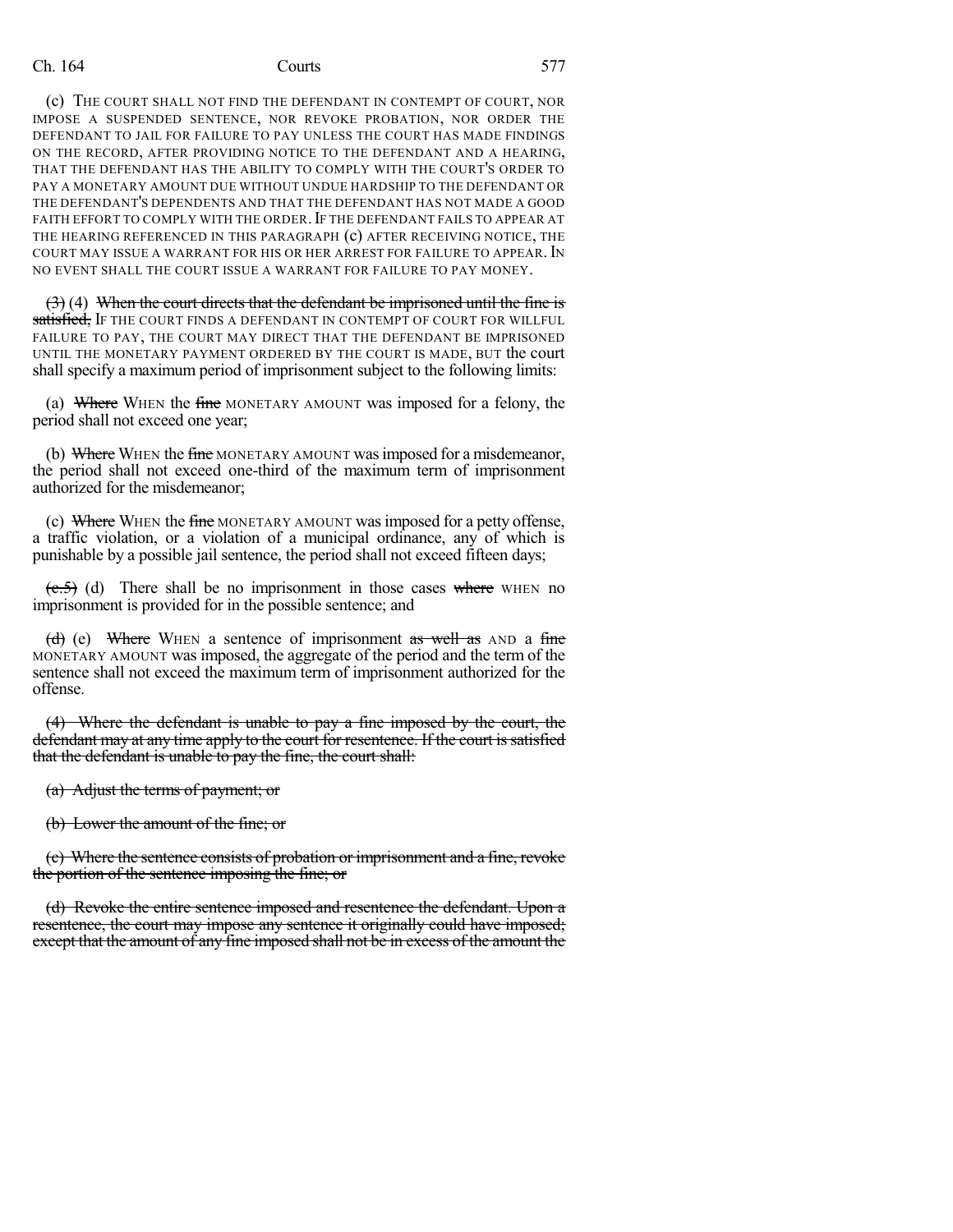(c) THE COURT SHALL NOT FIND THE DEFENDANT IN CONTEMPT OF COURT, NOR IMPOSE A SUSPENDED SENTENCE, NOR REVOKE PROBATION, NOR ORDER THE DEFENDANT TO JAIL FOR FAILURE TO PAY UNLESS THE COURT HAS MADE FINDINGS ON THE RECORD, AFTER PROVIDING NOTICE TO THE DEFENDANT AND A HEARING, THAT THE DEFENDANT HAS THE ABILITY TO COMPLY WITH THE COURT'S ORDER TO PAY A MONETARY AMOUNT DUE WITHOUT UNDUE HARDSHIP TO THE DEFENDANT OR THE DEFENDANT'S DEPENDENTS AND THAT THE DEFENDANT HAS NOT MADE A GOOD FAITH EFFORT TO COMPLY WITH THE ORDER. IF THE DEFENDANT FAILS TO APPEAR AT THE HEARING REFERENCED IN THIS PARAGRAPH (c) AFTER RECEIVING NOTICE, THE COURT MAY ISSUE A WARRANT FOR HIS OR HER ARREST FOR FAILURE TO APPEAR. IN NO EVENT SHALL THE COURT ISSUE A WARRANT FOR FAILURE TO PAY MONEY.

~~(3)~~ (4) ~~When the court directs that the defendant be imprisoned until the fine is satisfied,~~ IF THE COURT FINDS A DEFENDANT IN CONTEMPT OF COURT FOR WILLFUL FAILURE TO PAY, THE COURT MAY DIRECT THAT THE DEFENDANT BE IMPRISONED UNTIL THE MONETARY PAYMENT ORDERED BY THE COURT IS MADE, BUT the court shall specify a maximum period of imprisonment subject to the following limits:

(a) ~~Where~~ WHEN the ~~fine~~ MONETARY AMOUNT was imposed for a felony, the period shall not exceed one year;

(b) ~~Where~~ WHEN the ~~fine~~ MONETARY AMOUNT was imposed for a misdemeanor, the period shall not exceed one-third of the maximum term of imprisonment authorized for the misdemeanor;

(c) ~~Where~~ WHEN the ~~fine~~ MONETARY AMOUNT was imposed for a petty offense, a traffic violation, or a violation of a municipal ordinance, any of which is punishable by a possible jail sentence, the period shall not exceed fifteen days;

~~(c.5)~~ (d) There shall be no imprisonment in those cases ~~where~~ WHEN no imprisonment is provided for in the possible sentence; and

~~(d)~~ (e) ~~Where~~ WHEN a sentence of imprisonment ~~as well as~~ AND a ~~fine~~ MONETARY AMOUNT was imposed, the aggregate of the period and the term of the sentence shall not exceed the maximum term of imprisonment authorized for the offense.

~~(4) Where the defendant is unable to pay a fine imposed by the court, the defendant may at any time apply to the court for resentence. If the court is satisfied that the defendant is unable to pay the fine, the court shall:~~

~~(a) Adjust the terms of payment; or~~

~~(b) Lower the amount of the fine; or~~

~~(c) Where the sentence consists of probation or imprisonment and a fine, revoke the portion of the sentence imposing the fine; or~~

~~(d) Revoke the entire sentence imposed and resentence the defendant. Upon a resentence, the court may impose any sentence it originally could have imposed; except that the amount of any fine imposed shall not be in excess of the amount the~~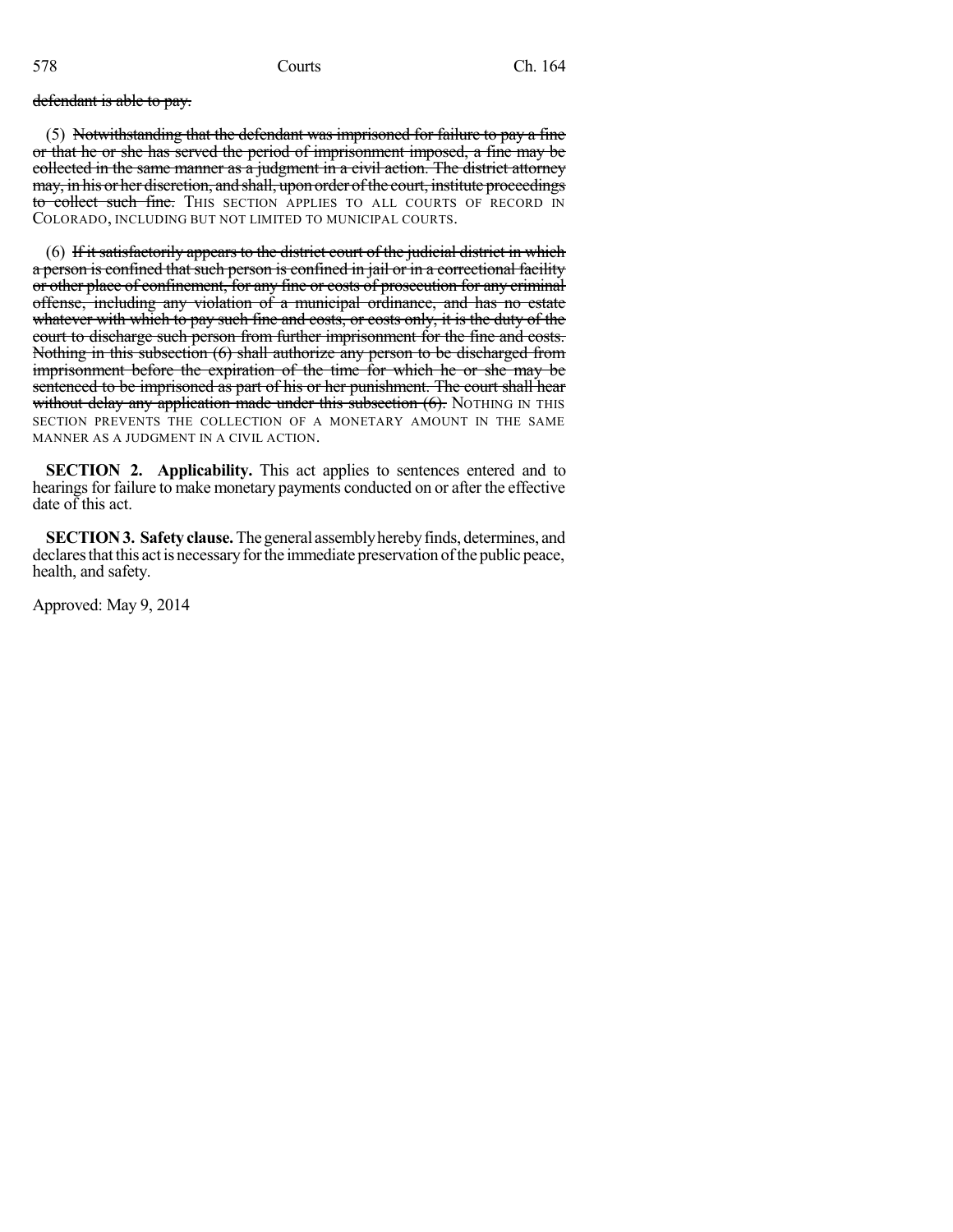~~defendant is able to pay.~~

(5) ~~Notwithstanding that the defendant was imprisoned for failure to pay a fine or that he or she has served the period of imprisonment imposed, a fine may be collected in the same manner as a judgment in a civil action. The district attorney may, in his or her discretion, and shall, upon order of the court, institute proceedings to collect such fine.~~ THIS SECTION APPLIES TO ALL COURTS OF RECORD IN COLORADO, INCLUDING BUT NOT LIMITED TO MUNICIPAL COURTS.

(6) ~~If it satisfactorily appears to the district court of the judicial district in which a person is confined that such person is confined in jail or in a correctional facility or other place of confinement, for any fine or costs of prosecution for any criminal offense, including any violation of a municipal ordinance, and has no estate whatever with which to pay such fine and costs, or costs only, it is the duty of the court to discharge such person from further imprisonment for the fine and costs. Nothing in this subsection (6) shall authorize any person to be discharged from imprisonment before the expiration of the time for which he or she may be sentenced to be imprisoned as part of his or her punishment. The court shall hear without delay any application made under this subsection (6).~~ NOTHING IN THIS SECTION PREVENTS THE COLLECTION OF A MONETARY AMOUNT IN THE SAME MANNER AS A JUDGMENT IN A CIVIL ACTION.

**SECTION 2. Applicability.** This act applies to sentences entered and to hearings for failure to make monetary payments conducted on or after the effective date of this act.

**SECTION 3. Safety clause.** The general assembly hereby finds, determines, and declares that this act is necessary for the immediate preservation of the public peace, health, and safety.

Approved: May 9, 2014